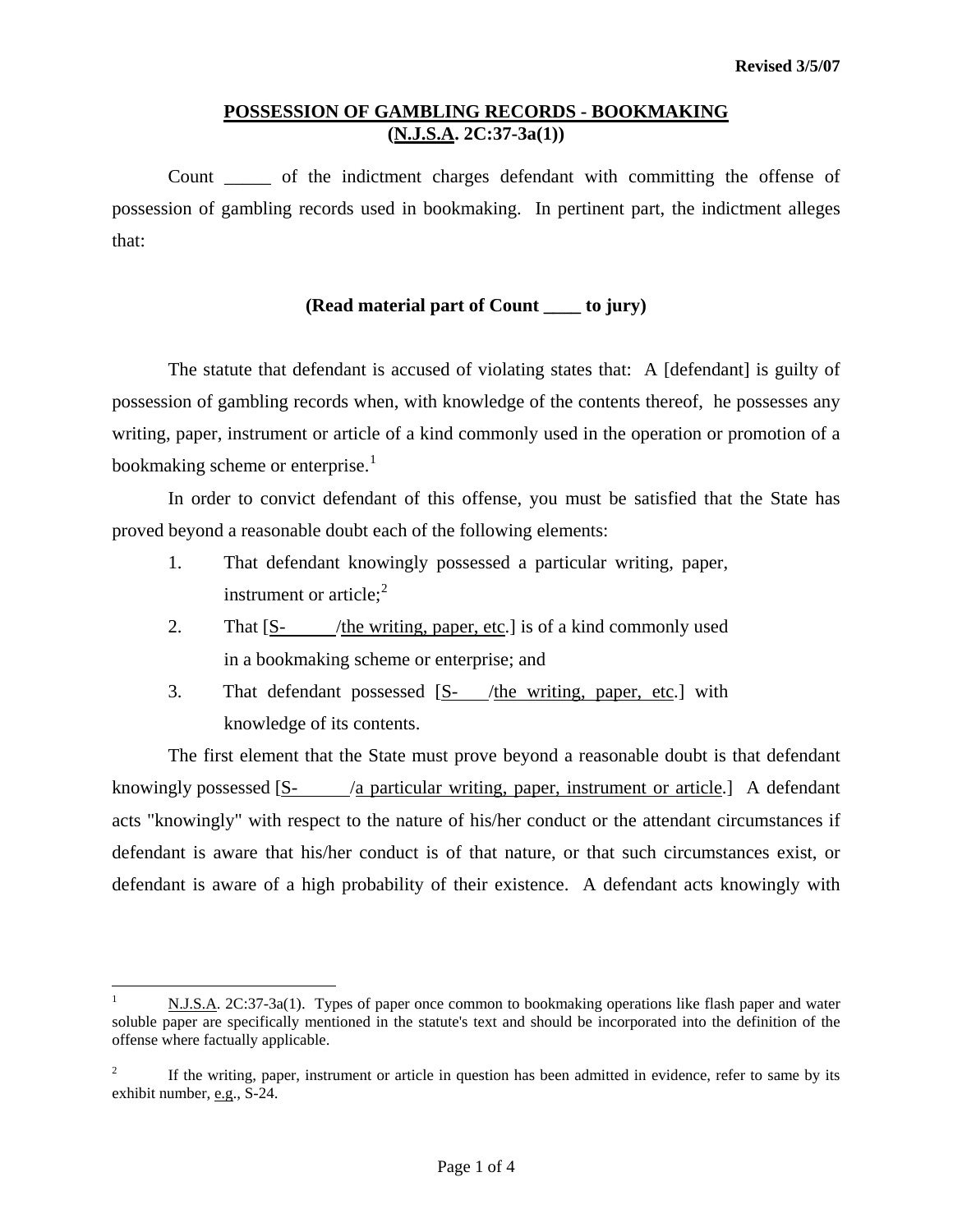**Revised 3/5/07**

# POSSESSION OF GAMBLING RECORDS - BOOKMAKING (N.J.S.A. 2C:37-3a(1))

Count _____ of the indictment charges defendant with committing the offense of possession of gambling records used in bookmaking. In pertinent part, the indictment alleges that:

**(Read material part of Count ____ to jury)**

The statute that defendant is accused of violating states that: A [defendant] is guilty of possession of gambling records when, with knowledge of the contents thereof, he possesses any writing, paper, instrument or article of a kind commonly used in the operation or promotion of a bookmaking scheme or enterprise.[1]

In order to convict defendant of this offense, you must be satisfied that the State has proved beyond a reasonable doubt each of the following elements:

1. That defendant knowingly possessed a particular writing, paper, instrument or article;[2]
2. That [S-______/the writing, paper, etc.] is of a kind commonly used in a bookmaking scheme or enterprise; and
3. That defendant possessed [S-___/the writing, paper, etc.] with knowledge of its contents.

The first element that the State must prove beyond a reasonable doubt is that defendant knowingly possessed [S-______/a particular writing, paper, instrument or article.] A defendant acts "knowingly" with respect to the nature of his/her conduct or the attendant circumstances if defendant is aware that his/her conduct is of that nature, or that such circumstances exist, or defendant is aware of a high probability of their existence. A defendant acts knowingly with

---

[1] N.J.S.A. 2C:37-3a(1). Types of paper once common to bookmaking operations like flash paper and water soluble paper are specifically mentioned in the statute's text and should be incorporated into the definition of the offense where factually applicable.

[2] If the writing, paper, instrument or article in question has been admitted in evidence, refer to same by its exhibit number, e.g., S-24.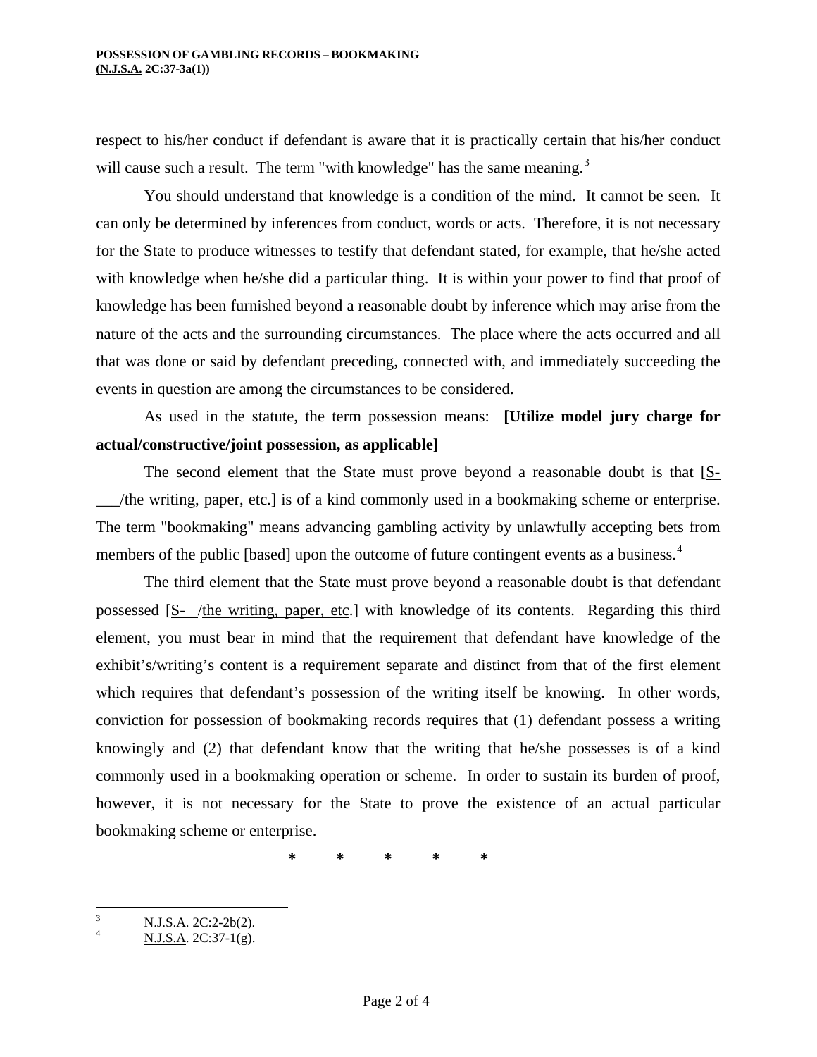respect to his/her conduct if defendant is aware that it is practically certain that his/her conduct will cause such a result. The term "with knowledge" has the same meaning.[3]

You should understand that knowledge is a condition of the mind. It cannot be seen. It can only be determined by inferences from conduct, words or acts. Therefore, it is not necessary for the State to produce witnesses to testify that defendant stated, for example, that he/she acted with knowledge when he/she did a particular thing. It is within your power to find that proof of knowledge has been furnished beyond a reasonable doubt by inference which may arise from the nature of the acts and the surrounding circumstances. The place where the acts occurred and all that was done or said by defendant preceding, connected with, and immediately succeeding the events in question are among the circumstances to be considered.

As used in the statute, the term possession means: **[Utilize model jury charge for actual/constructive/joint possession, as applicable]**

The second element that the State must prove beyond a reasonable doubt is that [S-___/the writing, paper, etc.] is of a kind commonly used in a bookmaking scheme or enterprise. The term "bookmaking" means advancing gambling activity by unlawfully accepting bets from members of the public [based] upon the outcome of future contingent events as a business.[4]

The third element that the State must prove beyond a reasonable doubt is that defendant possessed [S- /the writing, paper, etc.] with knowledge of its contents. Regarding this third element, you must bear in mind that the requirement that defendant have knowledge of the exhibit's/writing's content is a requirement separate and distinct from that of the first element which requires that defendant's possession of the writing itself be knowing. In other words, conviction for possession of bookmaking records requires that (1) defendant possess a writing knowingly and (2) that defendant know that the writing that he/she possesses is of a kind commonly used in a bookmaking operation or scheme. In order to sustain its burden of proof, however, it is not necessary for the State to prove the existence of an actual particular bookmaking scheme or enterprise.

\* \* \* \* \*

---

[3] N.J.S.A. 2C:2-2b(2).

[4] N.J.S.A. 2C:37-1(g).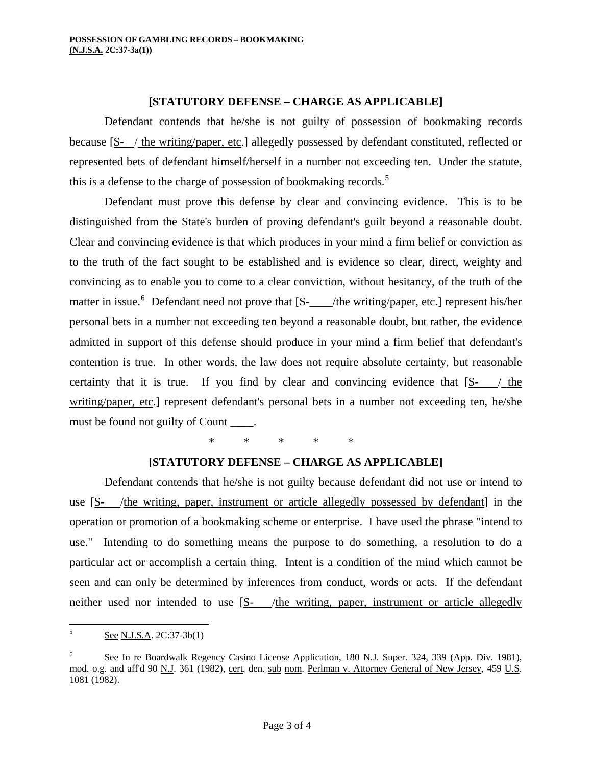**[STATUTORY DEFENSE – CHARGE AS APPLICABLE]**

Defendant contends that he/she is not guilty of possession of bookmaking records because [S-    / the writing/paper, etc.] allegedly possessed by defendant constituted, reflected or represented bets of defendant himself/herself in a number not exceeding ten. Under the statute, this is a defense to the charge of possession of bookmaking records.[5]

Defendant must prove this defense by clear and convincing evidence. This is to be distinguished from the State's burden of proving defendant's guilt beyond a reasonable doubt. Clear and convincing evidence is that which produces in your mind a firm belief or conviction as to the truth of the fact sought to be established and is evidence so clear, direct, weighty and convincing as to enable you to come to a clear conviction, without hesitancy, of the truth of the matter in issue.[6] Defendant need not prove that [S-____/the writing/paper, etc.] represent his/her personal bets in a number not exceeding ten beyond a reasonable doubt, but rather, the evidence admitted in support of this defense should produce in your mind a firm belief that defendant's contention is true. In other words, the law does not require absolute certainty, but reasonable certainty that it is true. If you find by clear and convincing evidence that [S-    / the writing/paper, etc.] represent defendant's personal bets in a number not exceeding ten, he/she must be found not guilty of Count ____.

\*        \*        \*        \*        \*

**[STATUTORY DEFENSE – CHARGE AS APPLICABLE]**

Defendant contends that he/she is not guilty because defendant did not use or intend to use [S-    /the writing, paper, instrument or article allegedly possessed by defendant] in the operation or promotion of a bookmaking scheme or enterprise. I have used the phrase "intend to use." Intending to do something means the purpose to do something, a resolution to do a particular act or accomplish a certain thing. Intent is a condition of the mind which cannot be seen and can only be determined by inferences from conduct, words or acts. If the defendant neither used nor intended to use [S-    /the writing, paper, instrument or article allegedly

---

[5] See N.J.S.A. 2C:37-3b(1)

[6] See In re Boardwalk Regency Casino License Application, 180 N.J. Super. 324, 339 (App. Div. 1981), mod. o.g. and aff'd 90 N.J. 361 (1982), cert. den. sub nom. Perlman v. Attorney General of New Jersey, 459 U.S. 1081 (1982).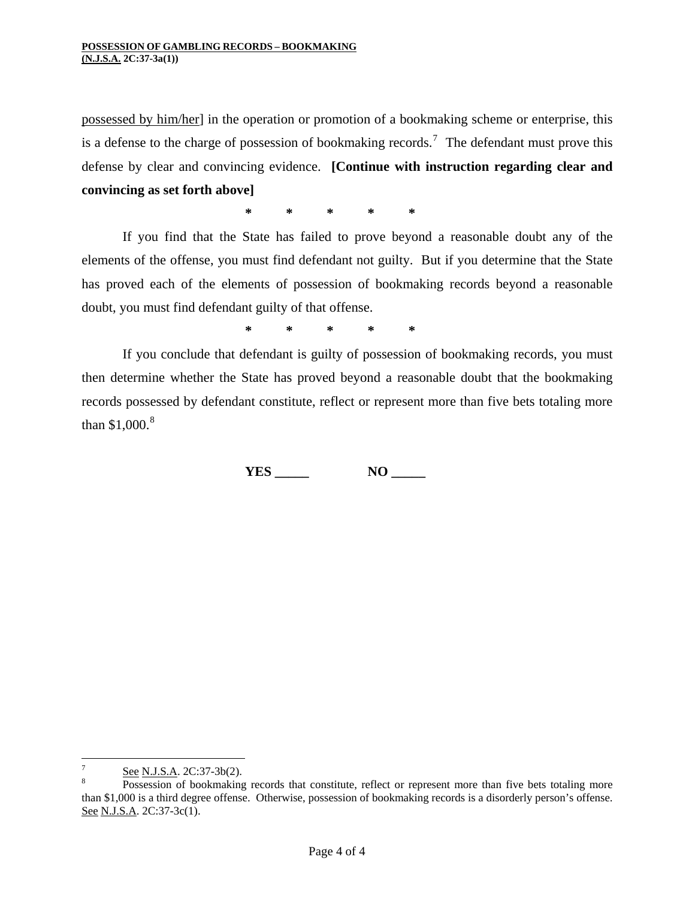possessed by him/her] in the operation or promotion of a bookmaking scheme or enterprise, this is a defense to the charge of possession of bookmaking records.[7] The defendant must prove this defense by clear and convincing evidence. **[Continue with instruction regarding clear and convincing as set forth above]**

\* \* \* \* \*

If you find that the State has failed to prove beyond a reasonable doubt any of the elements of the offense, you must find defendant not guilty. But if you determine that the State has proved each of the elements of possession of bookmaking records beyond a reasonable doubt, you must find defendant guilty of that offense.

\* \* \* \* \*

If you conclude that defendant is guilty of possession of bookmaking records, you must then determine whether the State has proved beyond a reasonable doubt that the bookmaking records possessed by defendant constitute, reflect or represent more than five bets totaling more than $1,000.[8]

**YES _____ NO _____**

---

[7] See N.J.S.A. 2C:37-3b(2).

[8] Possession of bookmaking records that constitute, reflect or represent more than five bets totaling more than $1,000 is a third degree offense. Otherwise, possession of bookmaking records is a disorderly person's offense. See N.J.S.A. 2C:37-3c(1).